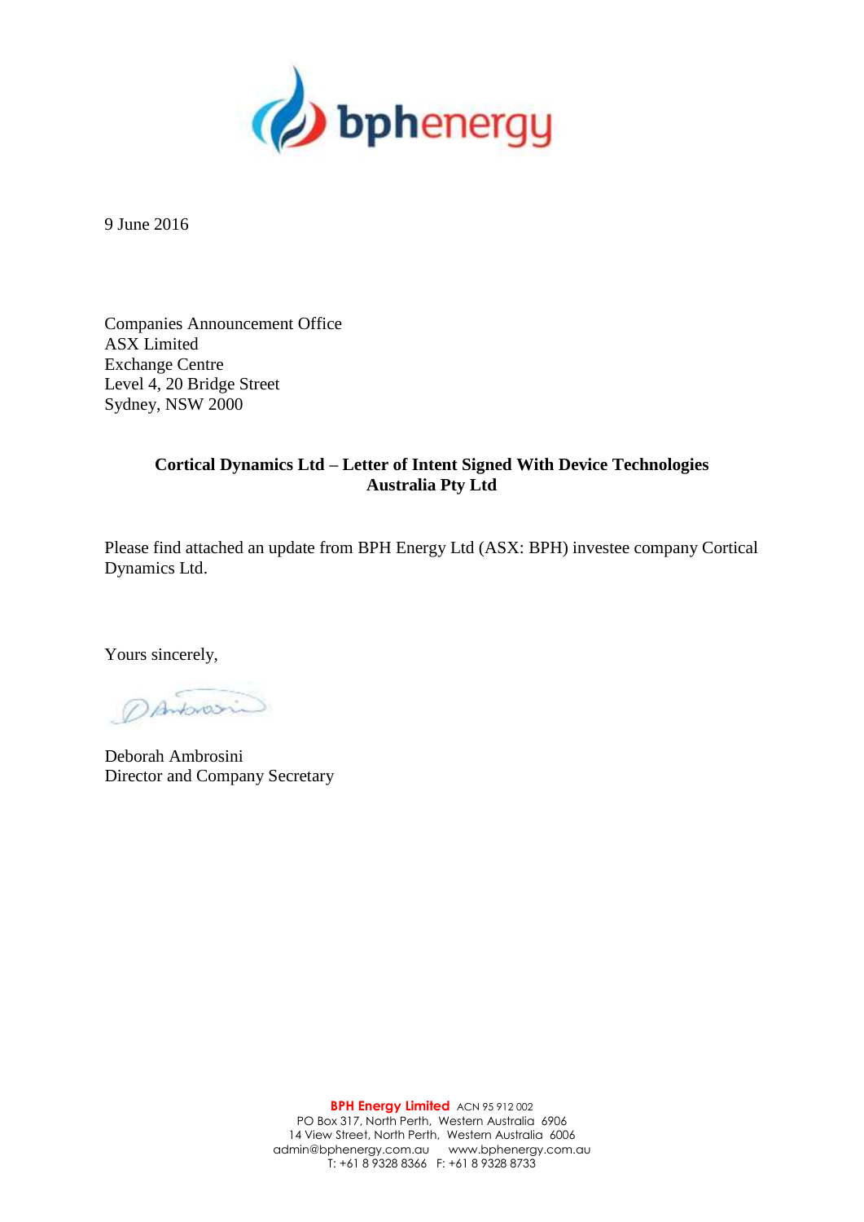9 June 2016

Companies Announcement Office  
ASX Limited  
Exchange Centre  
Level 4, 20 Bridge Street  
Sydney, NSW 2000

**Cortical Dynamics Ltd – Letter of Intent Signed With Device Technologies Australia Pty Ltd**

Please find attached an update from BPH Energy Ltd (ASX: BPH) investee company Cortical Dynamics Ltd.

Yours sincerely,

Deborah Ambrosini  
Director and Company Secretary

**BPH Energy Limited** ACN 95 912 002  
PO Box 317, North Perth, Western Australia 6906  
14 View Street, North Perth, Western Australia 6006  
admin@bphenergy.com.au www.bphenergy.com.au  
T: +61 8 9328 8366 F: +61 8 9328 8733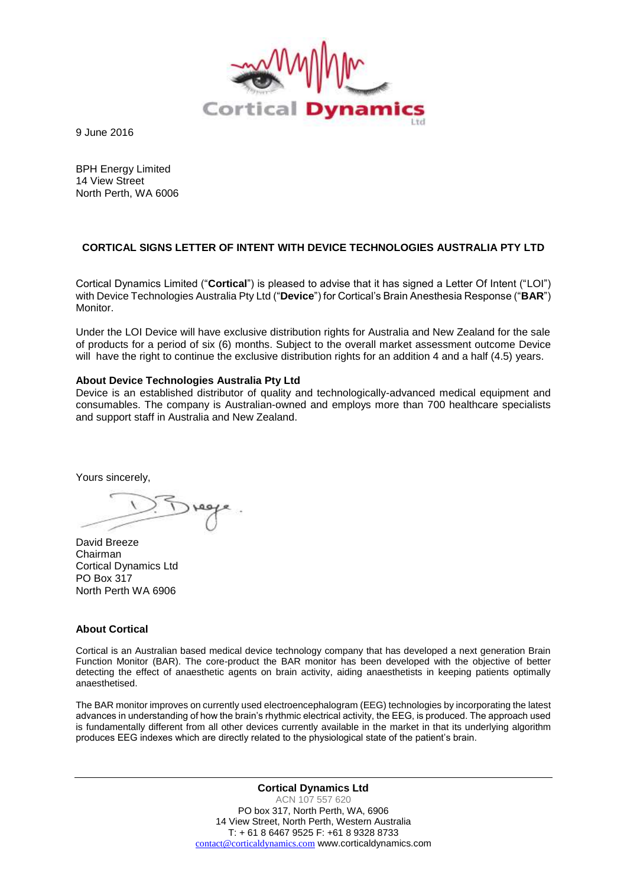9 June 2016

BPH Energy Limited
14 View Street
North Perth, WA 6006

**CORTICAL SIGNS LETTER OF INTENT WITH DEVICE TECHNOLOGIES AUSTRALIA PTY LTD**

Cortical Dynamics Limited ("**Cortical**") is pleased to advise that it has signed a Letter Of Intent ("LOI") with Device Technologies Australia Pty Ltd ("**Device**") for Cortical's Brain Anesthesia Response ("**BAR**") Monitor.

Under the LOI Device will have exclusive distribution rights for Australia and New Zealand for the sale of products for a period of six (6) months. Subject to the overall market assessment outcome Device will have the right to continue the exclusive distribution rights for an addition 4 and a half (4.5) years.

**About Device Technologies Australia Pty Ltd**
Device is an established distributor of quality and technologically-advanced medical equipment and consumables. The company is Australian-owned and employs more than 700 healthcare specialists and support staff in Australia and New Zealand.

Yours sincerely,

David Breeze
Chairman
Cortical Dynamics Ltd
PO Box 317
North Perth WA 6906

**About Cortical**

Cortical is an Australian based medical device technology company that has developed a next generation Brain Function Monitor (BAR). The core-product the BAR monitor has been developed with the objective of better detecting the effect of anaesthetic agents on brain activity, aiding anaesthetists in keeping patients optimally anaesthetised.

The BAR monitor improves on currently used electroencephalogram (EEG) technologies by incorporating the latest advances in understanding of how the brain's rhythmic electrical activity, the EEG, is produced. The approach used is fundamentally different from all other devices currently available in the market in that its underlying algorithm produces EEG indexes which are directly related to the physiological state of the patient's brain.

**Cortical Dynamics Ltd**
ACN 107 557 620
PO box 317, North Perth, WA, 6906
14 View Street, North Perth, Western Australia
T: + 61 8 6467 9525 F: +61 8 9328 8733
contact@corticaldynamics.com www.corticaldynamics.com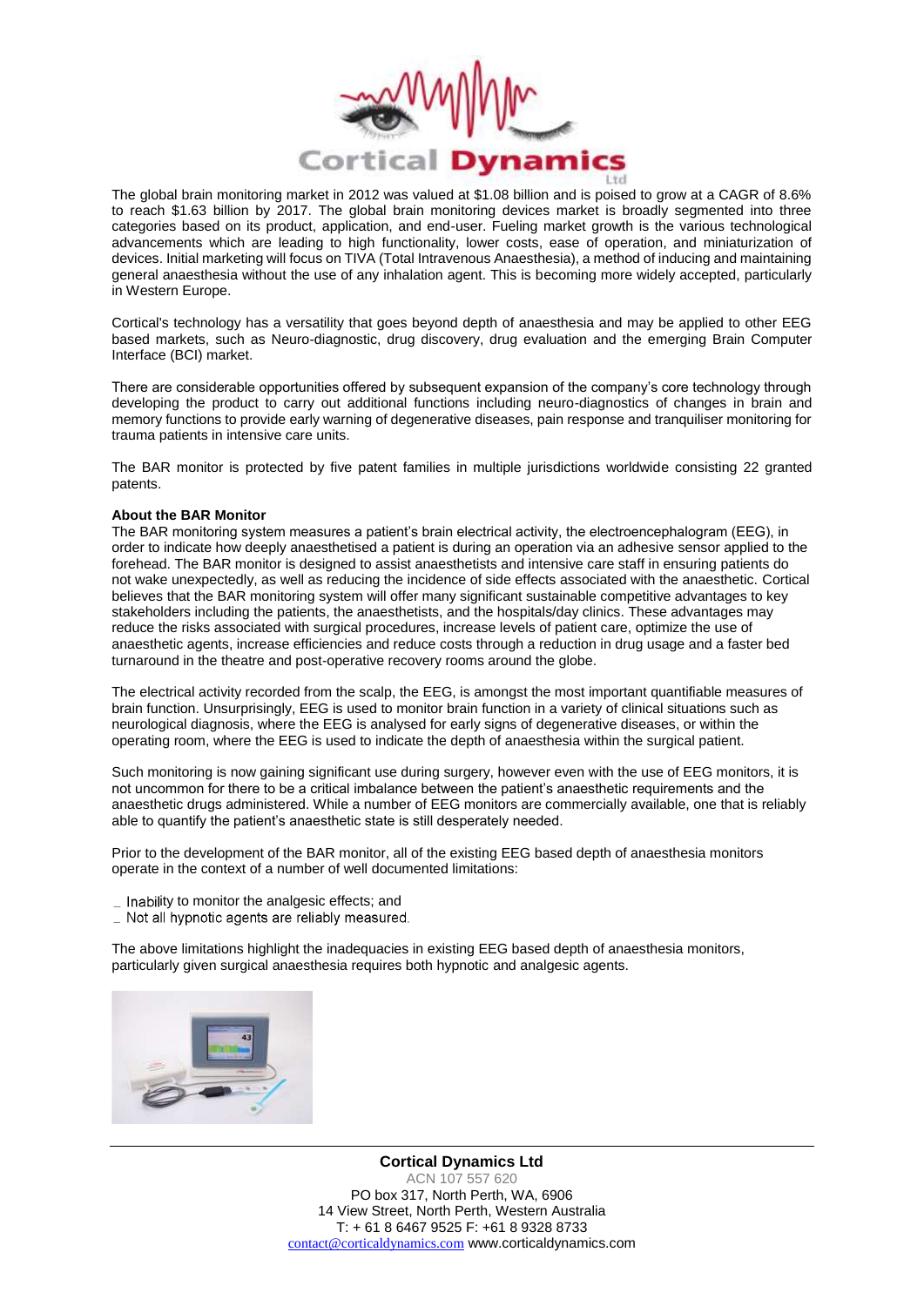The global brain monitoring market in 2012 was valued at $1.08 billion and is poised to grow at a CAGR of 8.6% to reach $1.63 billion by 2017. The global brain monitoring devices market is broadly segmented into three categories based on its product, application, and end-user. Fueling market growth is the various technological advancements which are leading to high functionality, lower costs, ease of operation, and miniaturization of devices. Initial marketing will focus on TIVA (Total Intravenous Anaesthesia), a method of inducing and maintaining general anaesthesia without the use of any inhalation agent. This is becoming more widely accepted, particularly in Western Europe.

Cortical's technology has a versatility that goes beyond depth of anaesthesia and may be applied to other EEG based markets, such as Neuro-diagnostic, drug discovery, drug evaluation and the emerging Brain Computer Interface (BCI) market.

There are considerable opportunities offered by subsequent expansion of the company's core technology through developing the product to carry out additional functions including neuro-diagnostics of changes in brain and memory functions to provide early warning of degenerative diseases, pain response and tranquiliser monitoring for trauma patients in intensive care units.

The BAR monitor is protected by five patent families in multiple jurisdictions worldwide consisting 22 granted patents.

**About the BAR Monitor**

The BAR monitoring system measures a patient's brain electrical activity, the electroencephalogram (EEG), in order to indicate how deeply anaesthetised a patient is during an operation via an adhesive sensor applied to the forehead. The BAR monitor is designed to assist anaesthetists and intensive care staff in ensuring patients do not wake unexpectedly, as well as reducing the incidence of side effects associated with the anaesthetic. Cortical believes that the BAR monitoring system will offer many significant sustainable competitive advantages to key stakeholders including the patients, the anaesthetists, and the hospitals/day clinics. These advantages may reduce the risks associated with surgical procedures, increase levels of patient care, optimize the use of anaesthetic agents, increase efficiencies and reduce costs through a reduction in drug usage and a faster bed turnaround in the theatre and post-operative recovery rooms around the globe.

The electrical activity recorded from the scalp, the EEG, is amongst the most important quantifiable measures of brain function. Unsurprisingly, EEG is used to monitor brain function in a variety of clinical situations such as neurological diagnosis, where the EEG is analysed for early signs of degenerative diseases, or within the operating room, where the EEG is used to indicate the depth of anaesthesia within the surgical patient.

Such monitoring is now gaining significant use during surgery, however even with the use of EEG monitors, it is not uncommon for there to be a critical imbalance between the patient's anaesthetic requirements and the anaesthetic drugs administered. While a number of EEG monitors are commercially available, one that is reliably able to quantify the patient's anaesthetic state is still desperately needed.

Prior to the development of the BAR monitor, all of the existing EEG based depth of anaesthesia monitors operate in the context of a number of well documented limitations:

- Inability to monitor the analgesic effects; and
- Not all hypnotic agents are reliably measured.

The above limitations highlight the inadequacies in existing EEG based depth of anaesthesia monitors, particularly given surgical anaesthesia requires both hypnotic and analgesic agents.

**Cortical Dynamics Ltd**
ACN 107 557 620
PO box 317, North Perth, WA, 6906
14 View Street, North Perth, Western Australia
T: + 61 8 6467 9525 F: +61 8 9328 8733
contact@corticaldynamics.com www.corticaldynamics.com